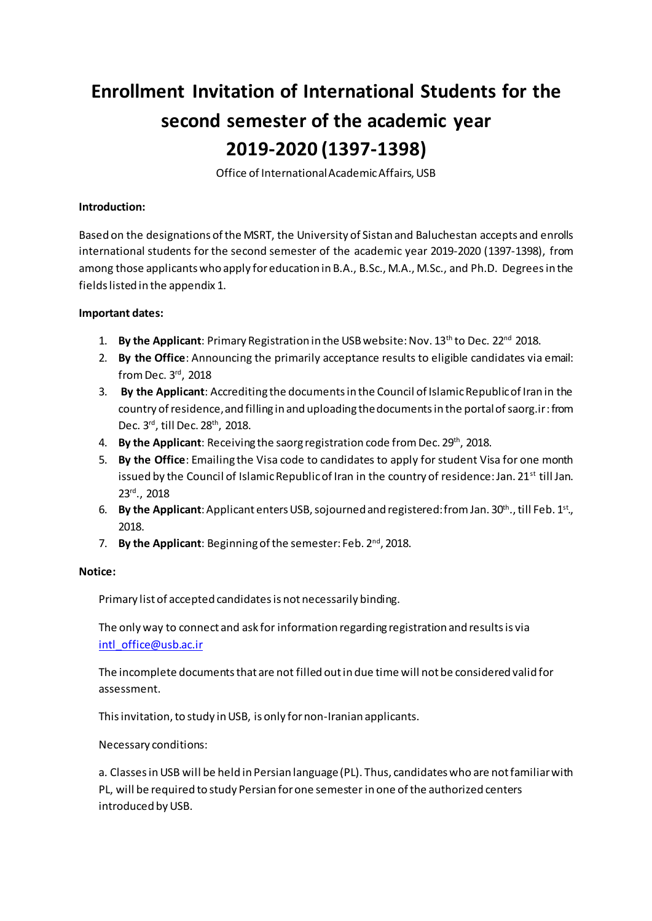# Enrollment Invitation of International Students for the second semester of the academic year 2019-2020 (1397-1398)

Office of International Academic Affairs, USB

**Introduction:**

Based on the designations of the MSRT, the University of Sistan and Baluchestan accepts and enrolls international students for the second semester of the academic year 2019-2020 (1397-1398), from among those applicants who apply for education in B.A., B.Sc., M.A., M.Sc., and Ph.D. Degrees in the fields listed in the appendix 1.

**Important dates:**

1. **By the Applicant**: Primary Registration in the USB website: Nov. 13th to Dec. 22nd 2018.
2. **By the Office**: Announcing the primarily acceptance results to eligible candidates via email: from Dec. 3rd, 2018
3. **By the Applicant**: Accrediting the documents in the Council of Islamic Republic of Iran in the country of residence, and filling in and uploading the documents in the portal of saorg.ir: from Dec. 3rd, till Dec. 28th, 2018.
4. **By the Applicant**: Receiving the saorg registration code from Dec. 29th, 2018.
5. **By the Office**: Emailing the Visa code to candidates to apply for student Visa for one month issued by the Council of Islamic Republic of Iran in the country of residence: Jan. 21st till Jan. 23rd., 2018
6. **By the Applicant**: Applicant enters USB, sojourned and registered: from Jan. 30th., till Feb. 1st., 2018.
7. **By the Applicant**: Beginning of the semester: Feb. 2nd, 2018.

**Notice:**

Primary list of accepted candidates is not necessarily binding.

The only way to connect and ask for information regarding registration and results is via intl_office@usb.ac.ir

The incomplete documents that are not filled out in due time will not be considered valid for assessment.

This invitation, to study in USB, is only for non-Iranian applicants.

Necessary conditions:

a. Classes in USB will be held in Persian language (PL). Thus, candidates who are not familiar with PL, will be required to study Persian for one semester in one of the authorized centers introduced by USB.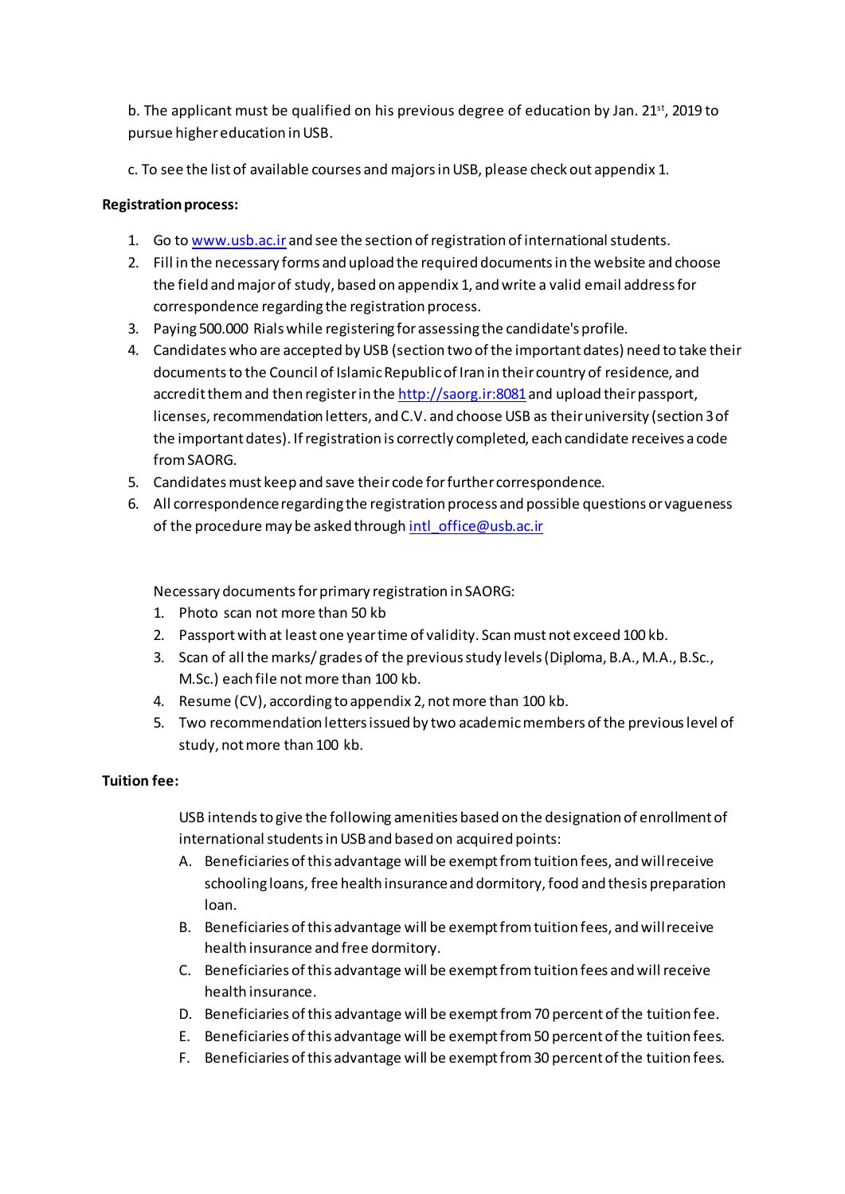b. The applicant must be qualified on his previous degree of education by Jan. 21st, 2019 to pursue higher education in USB.

c. To see the list of available courses and majors in USB, please check out appendix 1.

**Registration process:**

1. Go to www.usb.ac.ir and see the section of registration of international students.
2. Fill in the necessary forms and upload the required documents in the website and choose the field and major of study, based on appendix 1, and write a valid email address for correspondence regarding the registration process.
3. Paying 500.000 Rials while registering for assessing the candidate's profile.
4. Candidates who are accepted by USB (section two of the important dates) need to take their documents to the Council of Islamic Republic of Iran in their country of residence, and accredit them and then register in the http://saorg.ir:8081 and upload their passport, licenses, recommendation letters, and C.V. and choose USB as their university (section 3 of the important dates). If registration is correctly completed, each candidate receives a code from SAORG.
5. Candidates must keep and save their code for further correspondence.
6. All correspondence regarding the registration process and possible questions or vagueness of the procedure may be asked through intl_office@usb.ac.ir

Necessary documents for primary registration in SAORG:

1. Photo scan not more than 50 kb
2. Passport with at least one year time of validity. Scan must not exceed 100 kb.
3. Scan of all the marks/ grades of the previous study levels (Diploma, B.A., M.A., B.Sc., M.Sc.) each file not more than 100 kb.
4. Resume (CV), according to appendix 2, not more than 100 kb.
5. Two recommendation letters issued by two academic members of the previous level of study, not more than 100 kb.

**Tuition fee:**

USB intends to give the following amenities based on the designation of enrollment of international students in USB and based on acquired points:

A. Beneficiaries of this advantage will be exempt from tuition fees, and will receive schooling loans, free health insurance and dormitory, food and thesis preparation loan.
B. Beneficiaries of this advantage will be exempt from tuition fees, and will receive health insurance and free dormitory.
C. Beneficiaries of this advantage will be exempt from tuition fees and will receive health insurance.
D. Beneficiaries of this advantage will be exempt from 70 percent of the tuition fee.
E. Beneficiaries of this advantage will be exempt from 50 percent of the tuition fees.
F. Beneficiaries of this advantage will be exempt from 30 percent of the tuition fees.